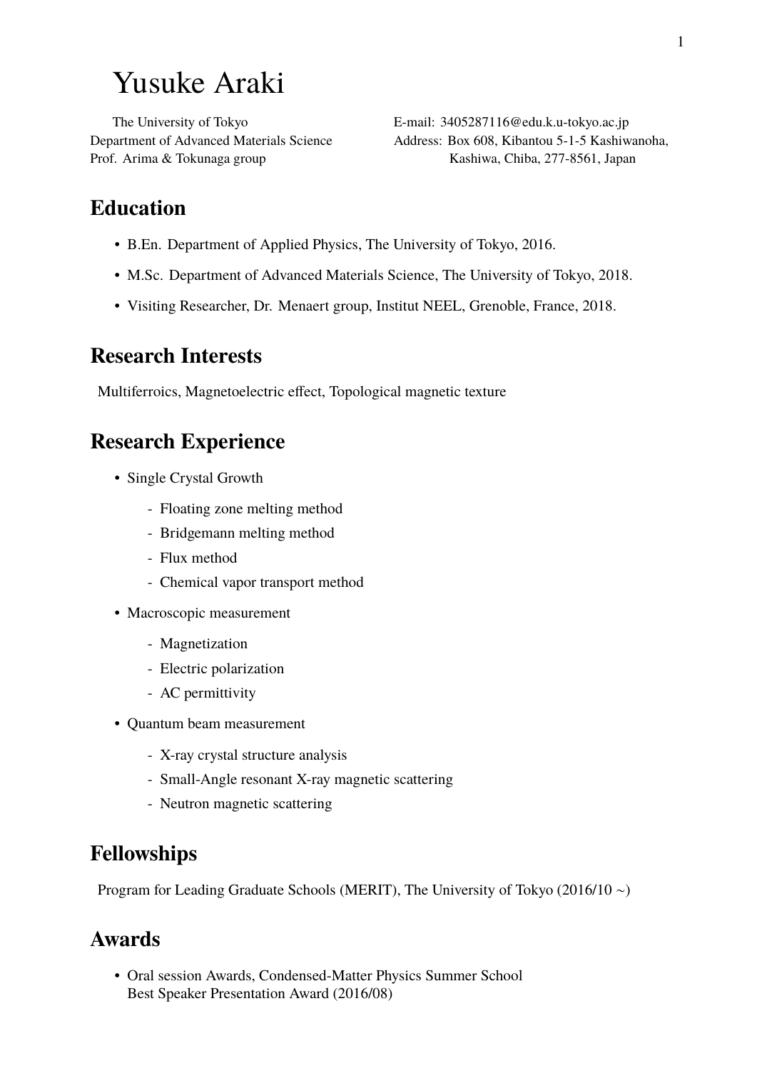# Yusuke Araki

The University of Tokyo
Department of Advanced Materials Science
Prof. Arima & Tokunaga group

E-mail: 3405287116@edu.k.u-tokyo.ac.jp
Address: Box 608, Kibantou 5-1-5 Kashiwanoha, Kashiwa, Chiba, 277-8561, Japan

## Education

- B.En. Department of Applied Physics, The University of Tokyo, 2016.
- M.Sc. Department of Advanced Materials Science, The University of Tokyo, 2018.
- Visiting Researcher, Dr. Menaert group, Institut NEEL, Grenoble, France, 2018.

## Research Interests

Multiferroics, Magnetoelectric effect, Topological magnetic texture

## Research Experience

- Single Crystal Growth
  - Floating zone melting method
  - Bridgemann melting method
  - Flux method
  - Chemical vapor transport method
- Macroscopic measurement
  - Magnetization
  - Electric polarization
  - AC permittivity
- Quantum beam measurement
  - X-ray crystal structure analysis
  - Small-Angle resonant X-ray magnetic scattering
  - Neutron magnetic scattering

## Fellowships

Program for Leading Graduate Schools (MERIT), The University of Tokyo (2016/10 ~)

## Awards

- Oral session Awards, Condensed-Matter Physics Summer School
  Best Speaker Presentation Award (2016/08)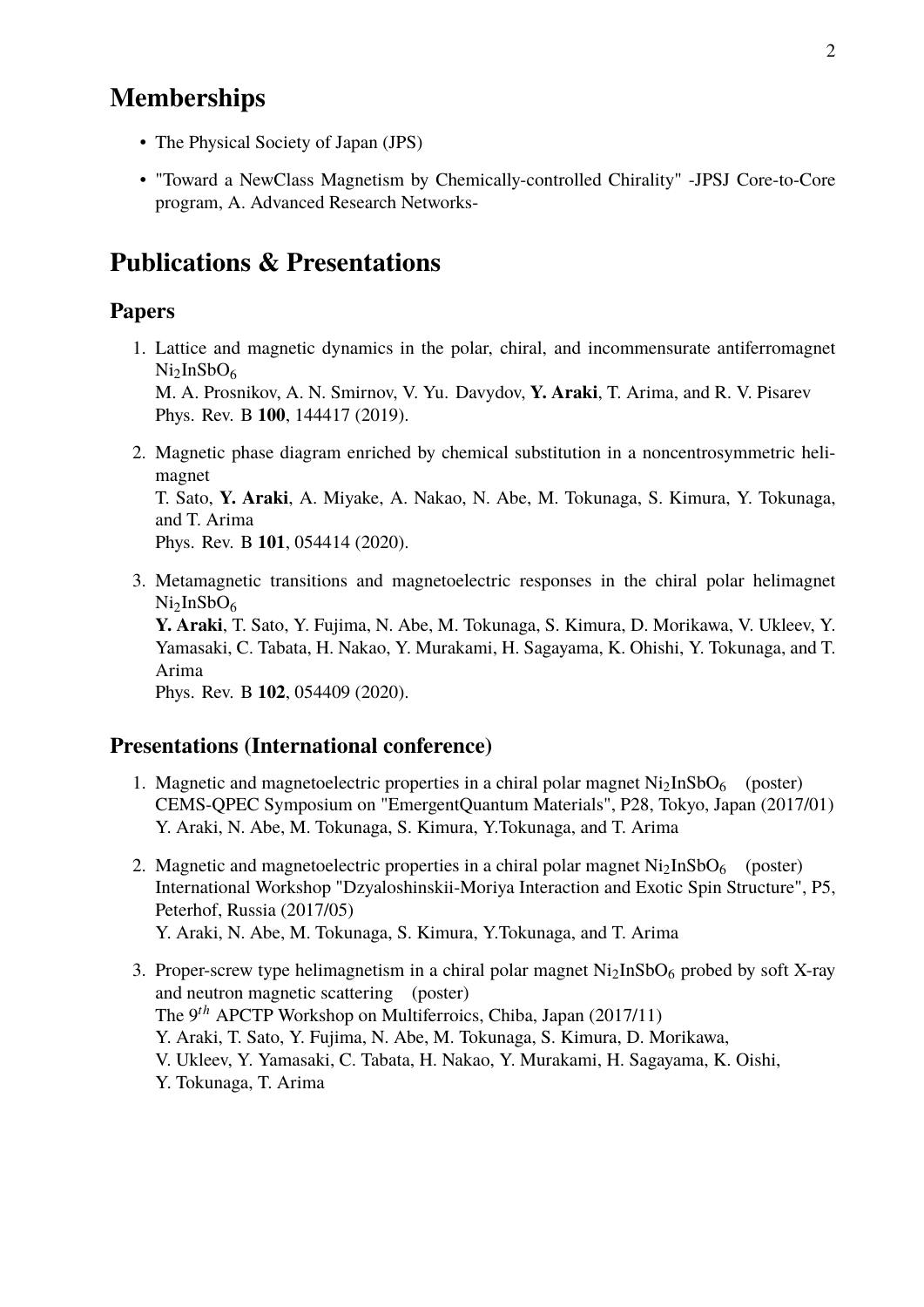# Memberships

- The Physical Society of Japan (JPS)
- "Toward a NewClass Magnetism by Chemically-controlled Chirality" -JPSJ Core-to-Core program, A. Advanced Research Networks-

# Publications & Presentations

## Papers

1. Lattice and magnetic dynamics in the polar, chiral, and incommensurate antiferromagnet $Ni_2InSbO_6$
   M. A. Prosnikov, A. N. Smirnov, V. Yu. Davydov, **Y. Araki**, T. Arima, and R. V. Pisarev
   Phys. Rev. B **100**, 144417 (2019).

2. Magnetic phase diagram enriched by chemical substitution in a noncentrosymmetric helimagnet
   T. Sato, **Y. Araki**, A. Miyake, A. Nakao, N. Abe, M. Tokunaga, S. Kimura, Y. Tokunaga, and T. Arima
   Phys. Rev. B **101**, 054414 (2020).

3. Metamagnetic transitions and magnetoelectric responses in the chiral polar helimagnet $Ni_2InSbO_6$
   **Y. Araki**, T. Sato, Y. Fujima, N. Abe, M. Tokunaga, S. Kimura, D. Morikawa, V. Ukleev, Y. Yamasaki, C. Tabata, H. Nakao, Y. Murakami, H. Sagayama, K. Ohishi, Y. Tokunaga, and T. Arima
   Phys. Rev. B **102**, 054409 (2020).

## Presentations (International conference)

1. Magnetic and magnetoelectric properties in a chiral polar magnet $Ni_2InSbO_6$ (poster)
   CEMS-QPEC Symposium on "EmergentQuantum Materials", P28, Tokyo, Japan (2017/01)
   Y. Araki, N. Abe, M. Tokunaga, S. Kimura, Y.Tokunaga, and T. Arima

2. Magnetic and magnetoelectric properties in a chiral polar magnet $Ni_2InSbO_6$ (poster)
   International Workshop "Dzyaloshinskii-Moriya Interaction and Exotic Spin Structure", P5, Peterhof, Russia (2017/05)
   Y. Araki, N. Abe, M. Tokunaga, S. Kimura, Y.Tokunaga, and T. Arima

3. Proper-screw type helimagnetism in a chiral polar magnet $Ni_2InSbO_6$ probed by soft X-ray and neutron magnetic scattering (poster)
   The $9^{th}$ APCTP Workshop on Multiferroics, Chiba, Japan (2017/11)
   Y. Araki, T. Sato, Y. Fujima, N. Abe, M. Tokunaga, S. Kimura, D. Morikawa,
   V. Ukleev, Y. Yamasaki, C. Tabata, H. Nakao, Y. Murakami, H. Sagayama, K. Oishi,
   Y. Tokunaga, T. Arima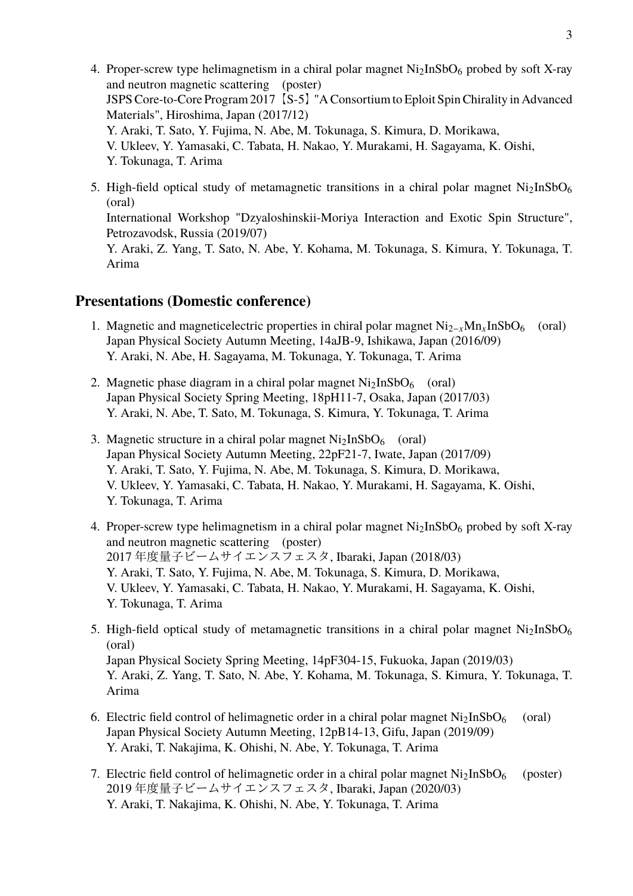4. Proper-screw type helimagnetism in a chiral polar magnet $Ni_2InSbO_6$ probed by soft X-ray and neutron magnetic scattering (poster)
   JSPS Core-to-Core Program 2017【S-5】"A Consortium to Eploit Spin Chirality in Advanced Materials", Hiroshima, Japan (2017/12)
   Y. Araki, T. Sato, Y. Fujima, N. Abe, M. Tokunaga, S. Kimura, D. Morikawa, V. Ukleev, Y. Yamasaki, C. Tabata, H. Nakao, Y. Murakami, H. Sagayama, K. Oishi, Y. Tokunaga, T. Arima

5. High-field optical study of metamagnetic transitions in a chiral polar magnet $Ni_2InSbO_6$ (oral)
   International Workshop "Dzyaloshinskii-Moriya Interaction and Exotic Spin Structure", Petrozavodsk, Russia (2019/07)
   Y. Araki, Z. Yang, T. Sato, N. Abe, Y. Kohama, M. Tokunaga, S. Kimura, Y. Tokunaga, T. Arima

## Presentations (Domestic conference)

1. Magnetic and magneticelectric properties in chiral polar magnet $Ni_{2-x}Mn_xInSbO_6$ (oral)
   Japan Physical Society Autumn Meeting, 14aJB-9, Ishikawa, Japan (2016/09)
   Y. Araki, N. Abe, H. Sagayama, M. Tokunaga, Y. Tokunaga, T. Arima

2. Magnetic phase diagram in a chiral polar magnet $Ni_2InSbO_6$ (oral)
   Japan Physical Society Spring Meeting, 18pH11-7, Osaka, Japan (2017/03)
   Y. Araki, N. Abe, T. Sato, M. Tokunaga, S. Kimura, Y. Tokunaga, T. Arima

3. Magnetic structure in a chiral polar magnet $Ni_2InSbO_6$ (oral)
   Japan Physical Society Autumn Meeting, 22pF21-7, Iwate, Japan (2017/09)
   Y. Araki, T. Sato, Y. Fujima, N. Abe, M. Tokunaga, S. Kimura, D. Morikawa, V. Ukleev, Y. Yamasaki, C. Tabata, H. Nakao, Y. Murakami, H. Sagayama, K. Oishi, Y. Tokunaga, T. Arima

4. Proper-screw type helimagnetism in a chiral polar magnet $Ni_2InSbO_6$ probed by soft X-ray and neutron magnetic scattering (poster)
   2017 年度量子ビームサイエンスフェスタ, Ibaraki, Japan (2018/03)
   Y. Araki, T. Sato, Y. Fujima, N. Abe, M. Tokunaga, S. Kimura, D. Morikawa, V. Ukleev, Y. Yamasaki, C. Tabata, H. Nakao, Y. Murakami, H. Sagayama, K. Oishi, Y. Tokunaga, T. Arima

5. High-field optical study of metamagnetic transitions in a chiral polar magnet $Ni_2InSbO_6$ (oral)
   Japan Physical Society Spring Meeting, 14pF304-15, Fukuoka, Japan (2019/03)
   Y. Araki, Z. Yang, T. Sato, N. Abe, Y. Kohama, M. Tokunaga, S. Kimura, Y. Tokunaga, T. Arima

6. Electric field control of helimagnetic order in a chiral polar magnet $Ni_2InSbO_6$ (oral)
   Japan Physical Society Autumn Meeting, 12pB14-13, Gifu, Japan (2019/09)
   Y. Araki, T. Nakajima, K. Ohishi, N. Abe, Y. Tokunaga, T. Arima

7. Electric field control of helimagnetic order in a chiral polar magnet $Ni_2InSbO_6$ (poster)
   2019 年度量子ビームサイエンスフェスタ, Ibaraki, Japan (2020/03)
   Y. Araki, T. Nakajima, K. Ohishi, N. Abe, Y. Tokunaga, T. Arima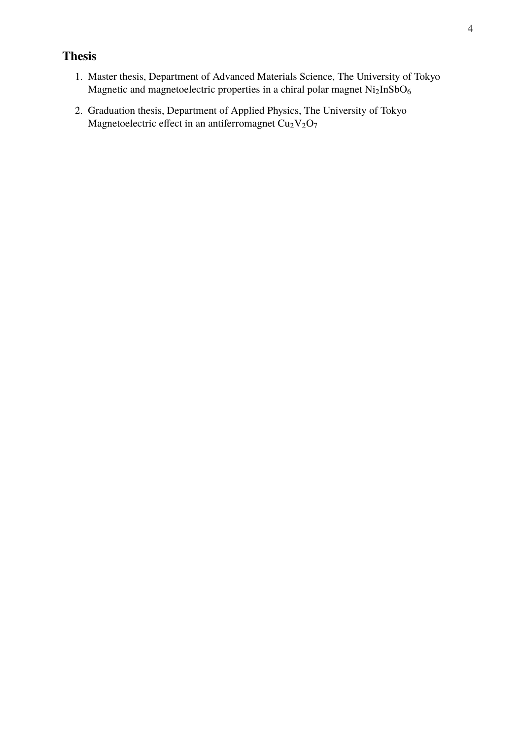## Thesis

1. Master thesis, Department of Advanced Materials Science, The University of Tokyo
   Magnetic and magnetoelectric properties in a chiral polar magnet $Ni_2InSbO_6$

2. Graduation thesis, Department of Applied Physics, The University of Tokyo
   Magnetoelectric effect in an antiferromagnet $Cu_2V_2O_7$